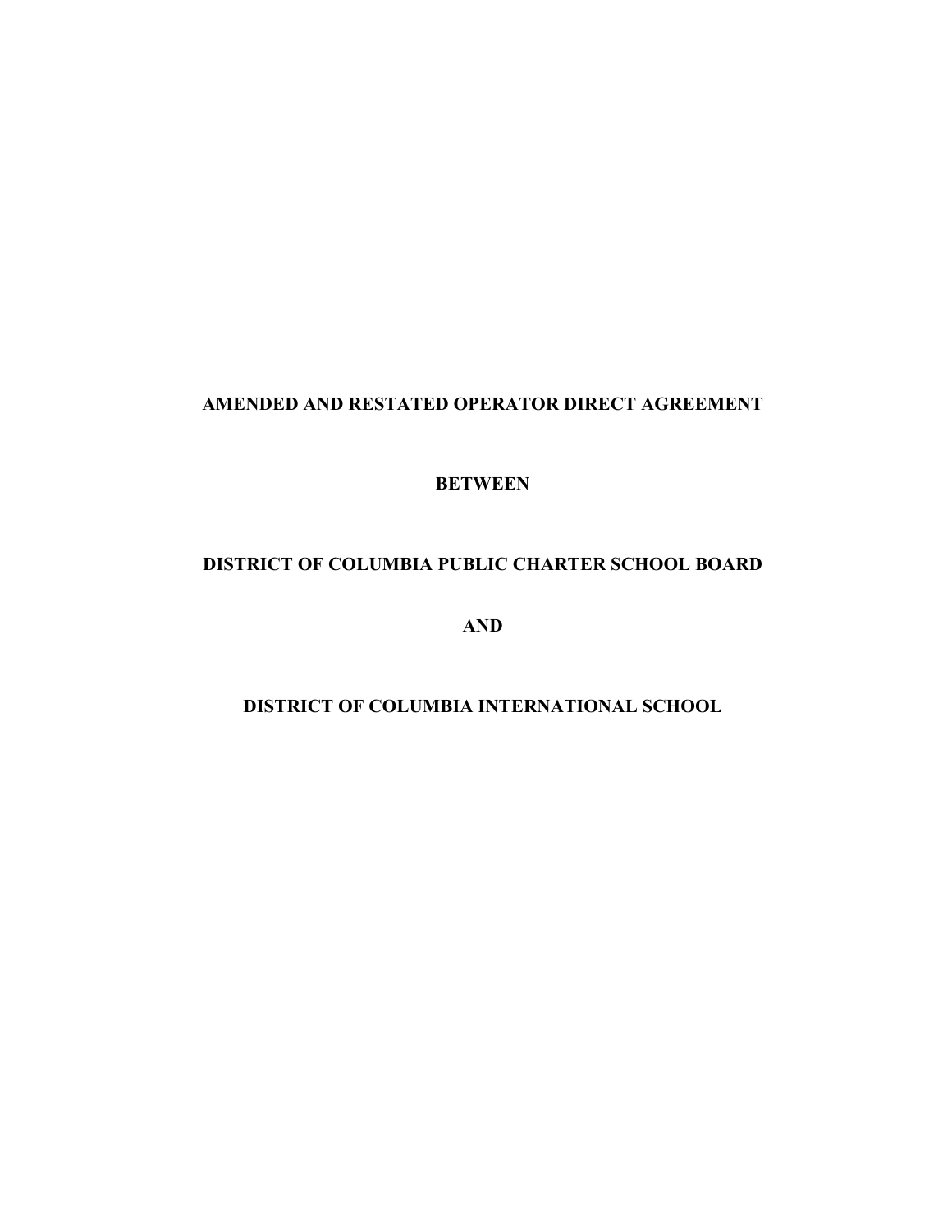**AMENDED AND RESTATED OPERATOR DIRECT AGREEMENT**

**BETWEEN**

**DISTRICT OF COLUMBIA PUBLIC CHARTER SCHOOL BOARD**

**AND**

**DISTRICT OF COLUMBIA INTERNATIONAL SCHOOL**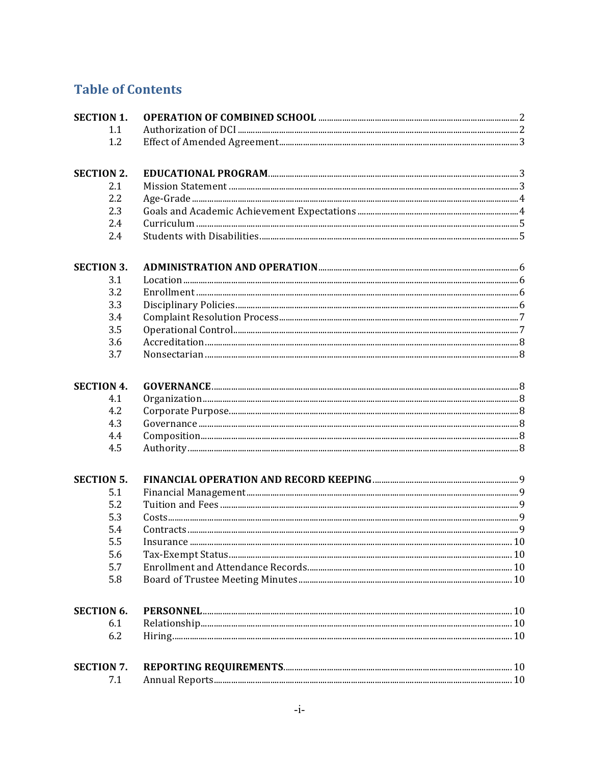# Table of Contents

| | | |
|---|---|---|
| **SECTION 1.** | **OPERATION OF COMBINED SCHOOL** | 2 |
| 1.1 | Authorization of DCI | 2 |
| 1.2 | Effect of Amended Agreement | 3 |
| **SECTION 2.** | **EDUCATIONAL PROGRAM** | 3 |
| 2.1 | Mission Statement | 3 |
| 2.2 | Age-Grade | 4 |
| 2.3 | Goals and Academic Achievement Expectations | 4 |
| 2.4 | Curriculum | 5 |
| 2.4 | Students with Disabilities | 5 |
| **SECTION 3.** | **ADMINISTRATION AND OPERATION** | 6 |
| 3.1 | Location | 6 |
| 3.2 | Enrollment | 6 |
| 3.3 | Disciplinary Policies | 6 |
| 3.4 | Complaint Resolution Process | 7 |
| 3.5 | Operational Control | 7 |
| 3.6 | Accreditation | 8 |
| 3.7 | Nonsectarian | 8 |
| **SECTION 4.** | **GOVERNANCE** | 8 |
| 4.1 | Organization | 8 |
| 4.2 | Corporate Purpose | 8 |
| 4.3 | Governance | 8 |
| 4.4 | Composition | 8 |
| 4.5 | Authority | 8 |
| **SECTION 5.** | **FINANCIAL OPERATION AND RECORD KEEPING** | 9 |
| 5.1 | Financial Management | 9 |
| 5.2 | Tuition and Fees | 9 |
| 5.3 | Costs | 9 |
| 5.4 | Contracts | 9 |
| 5.5 | Insurance | 10 |
| 5.6 | Tax-Exempt Status | 10 |
| 5.7 | Enrollment and Attendance Records | 10 |
| 5.8 | Board of Trustee Meeting Minutes | 10 |
| **SECTION 6.** | **PERSONNEL** | 10 |
| 6.1 | Relationship | 10 |
| 6.2 | Hiring | 10 |
| **SECTION 7.** | **REPORTING REQUIREMENTS** | 10 |
| 7.1 | Annual Reports | 10 |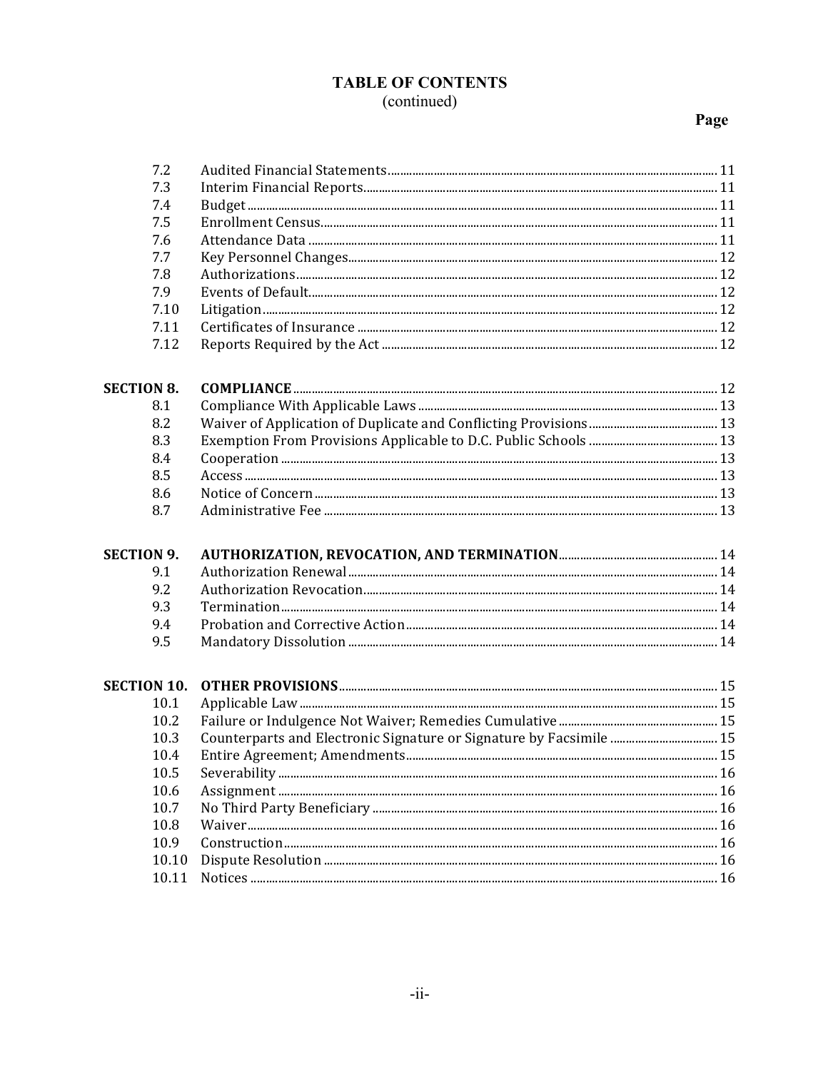# TABLE OF CONTENTS
(continued)

| | | Page |
|---|---|---|
| 7.2 | Audited Financial Statements | 11 |
| 7.3 | Interim Financial Reports | 11 |
| 7.4 | Budget | 11 |
| 7.5 | Enrollment Census | 11 |
| 7.6 | Attendance Data | 11 |
| 7.7 | Key Personnel Changes | 12 |
| 7.8 | Authorizations | 12 |
| 7.9 | Events of Default | 12 |
| 7.10 | Litigation | 12 |
| 7.11 | Certificates of Insurance | 12 |
| 7.12 | Reports Required by the Act | 12 |
| **SECTION 8.** | **COMPLIANCE** | 12 |
| 8.1 | Compliance With Applicable Laws | 13 |
| 8.2 | Waiver of Application of Duplicate and Conflicting Provisions | 13 |
| 8.3 | Exemption From Provisions Applicable to D.C. Public Schools | 13 |
| 8.4 | Cooperation | 13 |
| 8.5 | Access | 13 |
| 8.6 | Notice of Concern | 13 |
| 8.7 | Administrative Fee | 13 |
| **SECTION 9.** | **AUTHORIZATION, REVOCATION, AND TERMINATION** | 14 |
| 9.1 | Authorization Renewal | 14 |
| 9.2 | Authorization Revocation | 14 |
| 9.3 | Termination | 14 |
| 9.4 | Probation and Corrective Action | 14 |
| 9.5 | Mandatory Dissolution | 14 |
| **SECTION 10.** | **OTHER PROVISIONS** | 15 |
| 10.1 | Applicable Law | 15 |
| 10.2 | Failure or Indulgence Not Waiver; Remedies Cumulative | 15 |
| 10.3 | Counterparts and Electronic Signature or Signature by Facsimile | 15 |
| 10.4 | Entire Agreement; Amendments | 15 |
| 10.5 | Severability | 16 |
| 10.6 | Assignment | 16 |
| 10.7 | No Third Party Beneficiary | 16 |
| 10.8 | Waiver | 16 |
| 10.9 | Construction | 16 |
| 10.10 | Dispute Resolution | 16 |
| 10.11 | Notices | 16 |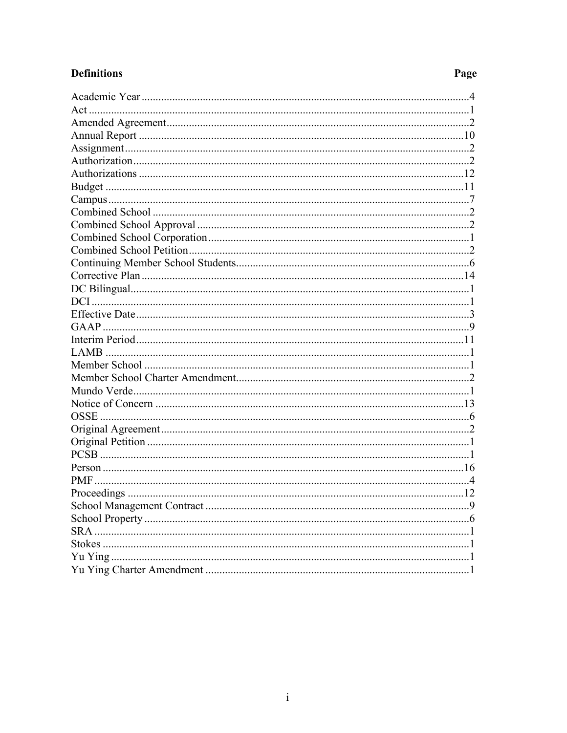| Definitions | Page |
| --- | --- |
| Academic Year | 4 |
| Act | 1 |
| Amended Agreement | 2 |
| Annual Report | 10 |
| Assignment | 2 |
| Authorization | 2 |
| Authorizations | 12 |
| Budget | 11 |
| Campus | 7 |
| Combined School | 2 |
| Combined School Approval | 2 |
| Combined School Corporation | 1 |
| Combined School Petition | 2 |
| Continuing Member School Students | 6 |
| Corrective Plan | 14 |
| DC Bilingual | 1 |
| DCI | 1 |
| Effective Date | 3 |
| GAAP | 9 |
| Interim Period | 11 |
| LAMB | 1 |
| Member School | 1 |
| Member School Charter Amendment | 2 |
| Mundo Verde | 1 |
| Notice of Concern | 13 |
| OSSE | 6 |
| Original Agreement | 2 |
| Original Petition | 1 |
| PCSB | 1 |
| Person | 16 |
| PMF | 4 |
| Proceedings | 12 |
| School Management Contract | 9 |
| School Property | 6 |
| SRA | 1 |
| Stokes | 1 |
| Yu Ying | 1 |
| Yu Ying Charter Amendment | 1 |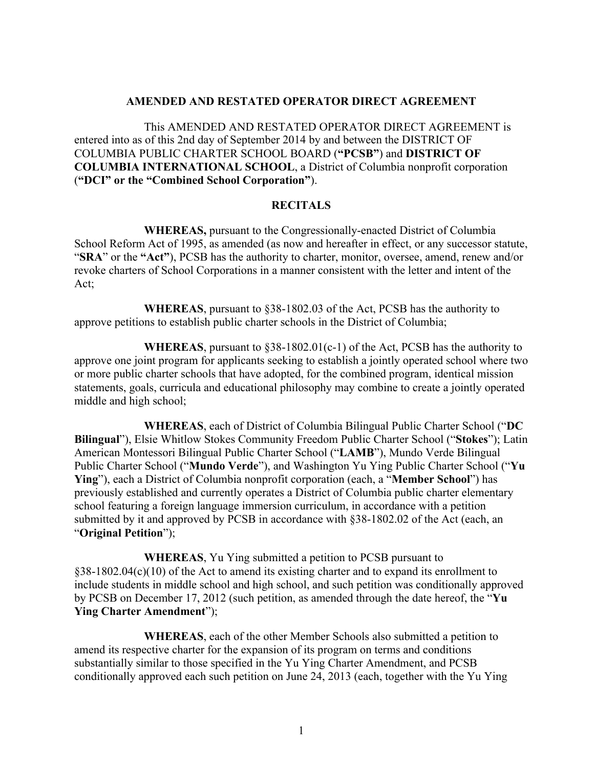**AMENDED AND RESTATED OPERATOR DIRECT AGREEMENT**

This AMENDED AND RESTATED OPERATOR DIRECT AGREEMENT is entered into as of this 2nd day of September 2014 by and between the DISTRICT OF COLUMBIA PUBLIC CHARTER SCHOOL BOARD (**"PCSB"**) and **DISTRICT OF COLUMBIA INTERNATIONAL SCHOOL**, a District of Columbia nonprofit corporation (**"DCI" or the "Combined School Corporation"**).

**RECITALS**

**WHEREAS,** pursuant to the Congressionally-enacted District of Columbia School Reform Act of 1995, as amended (as now and hereafter in effect, or any successor statute, "**SRA**" or the **"Act"**), PCSB has the authority to charter, monitor, oversee, amend, renew and/or revoke charters of School Corporations in a manner consistent with the letter and intent of the Act;

**WHEREAS**, pursuant to §38-1802.03 of the Act, PCSB has the authority to approve petitions to establish public charter schools in the District of Columbia;

**WHEREAS**, pursuant to §38-1802.01(c-1) of the Act, PCSB has the authority to approve one joint program for applicants seeking to establish a jointly operated school where two or more public charter schools that have adopted, for the combined program, identical mission statements, goals, curricula and educational philosophy may combine to create a jointly operated middle and high school;

**WHEREAS**, each of District of Columbia Bilingual Public Charter School ("**DC Bilingual**"), Elsie Whitlow Stokes Community Freedom Public Charter School ("**Stokes**"); Latin American Montessori Bilingual Public Charter School ("**LAMB**"), Mundo Verde Bilingual Public Charter School ("**Mundo Verde**"), and Washington Yu Ying Public Charter School ("**Yu Ying**"), each a District of Columbia nonprofit corporation (each, a "**Member School**") has previously established and currently operates a District of Columbia public charter elementary school featuring a foreign language immersion curriculum, in accordance with a petition submitted by it and approved by PCSB in accordance with §38-1802.02 of the Act (each, an "**Original Petition**");

**WHEREAS**, Yu Ying submitted a petition to PCSB pursuant to §38-1802.04(c)(10) of the Act to amend its existing charter and to expand its enrollment to include students in middle school and high school, and such petition was conditionally approved by PCSB on December 17, 2012 (such petition, as amended through the date hereof, the "**Yu Ying Charter Amendment**");

**WHEREAS**, each of the other Member Schools also submitted a petition to amend its respective charter for the expansion of its program on terms and conditions substantially similar to those specified in the Yu Ying Charter Amendment, and PCSB conditionally approved each such petition on June 24, 2013 (each, together with the Yu Ying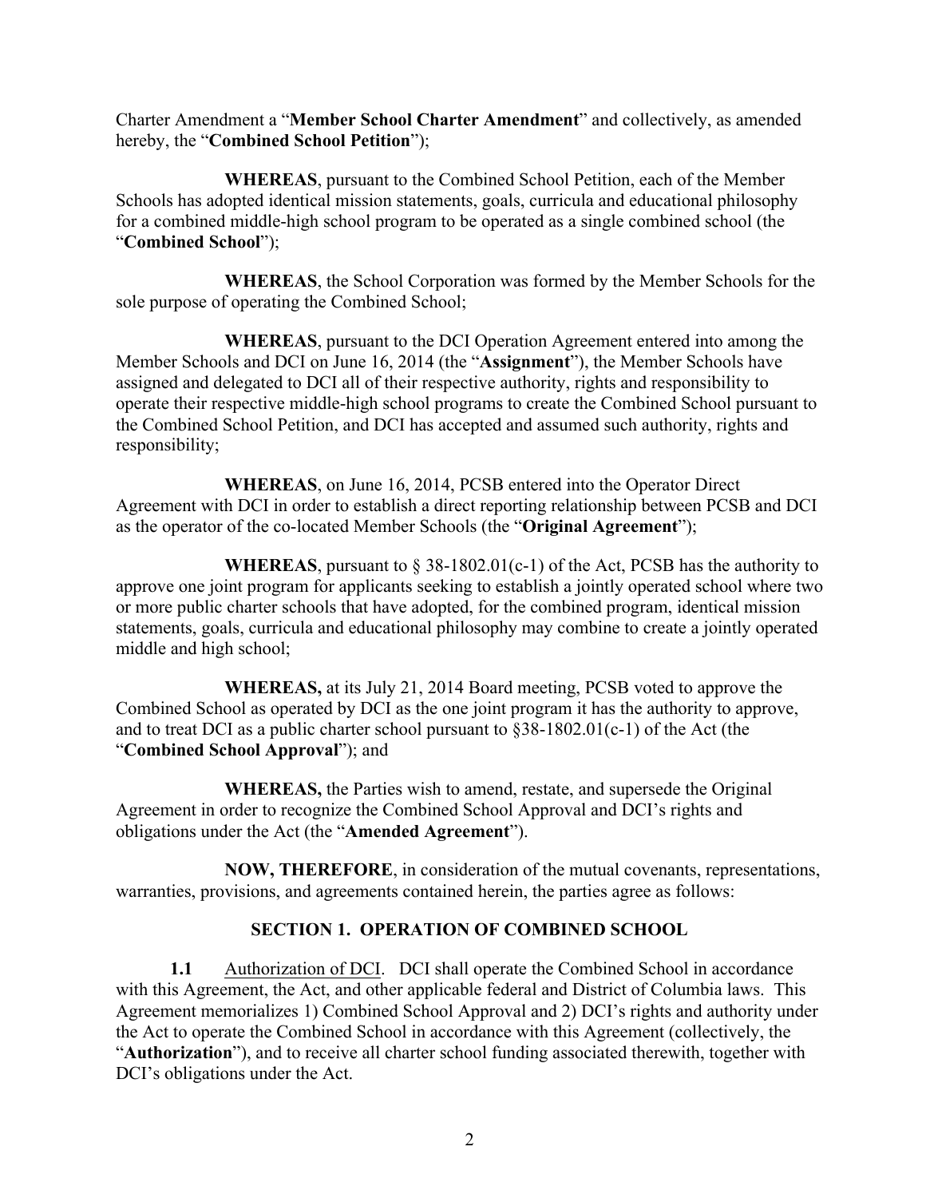Charter Amendment a "**Member School Charter Amendment**" and collectively, as amended hereby, the "**Combined School Petition**");

**WHEREAS**, pursuant to the Combined School Petition, each of the Member Schools has adopted identical mission statements, goals, curricula and educational philosophy for a combined middle-high school program to be operated as a single combined school (the "**Combined School**");

**WHEREAS**, the School Corporation was formed by the Member Schools for the sole purpose of operating the Combined School;

**WHEREAS**, pursuant to the DCI Operation Agreement entered into among the Member Schools and DCI on June 16, 2014 (the "**Assignment**"), the Member Schools have assigned and delegated to DCI all of their respective authority, rights and responsibility to operate their respective middle-high school programs to create the Combined School pursuant to the Combined School Petition, and DCI has accepted and assumed such authority, rights and responsibility;

**WHEREAS**, on June 16, 2014, PCSB entered into the Operator Direct Agreement with DCI in order to establish a direct reporting relationship between PCSB and DCI as the operator of the co-located Member Schools (the "**Original Agreement**");

**WHEREAS**, pursuant to § 38-1802.01(c-1) of the Act, PCSB has the authority to approve one joint program for applicants seeking to establish a jointly operated school where two or more public charter schools that have adopted, for the combined program, identical mission statements, goals, curricula and educational philosophy may combine to create a jointly operated middle and high school;

**WHEREAS,** at its July 21, 2014 Board meeting, PCSB voted to approve the Combined School as operated by DCI as the one joint program it has the authority to approve, and to treat DCI as a public charter school pursuant to §38-1802.01(c-1) of the Act (the "**Combined School Approval**"); and

**WHEREAS,** the Parties wish to amend, restate, and supersede the Original Agreement in order to recognize the Combined School Approval and DCI's rights and obligations under the Act (the "**Amended Agreement**").

**NOW, THEREFORE**, in consideration of the mutual covenants, representations, warranties, provisions, and agreements contained herein, the parties agree as follows:

## SECTION 1. OPERATION OF COMBINED SCHOOL

**1.1** Authorization of DCI. DCI shall operate the Combined School in accordance with this Agreement, the Act, and other applicable federal and District of Columbia laws. This Agreement memorializes 1) Combined School Approval and 2) DCI's rights and authority under the Act to operate the Combined School in accordance with this Agreement (collectively, the "**Authorization**"), and to receive all charter school funding associated therewith, together with DCI's obligations under the Act.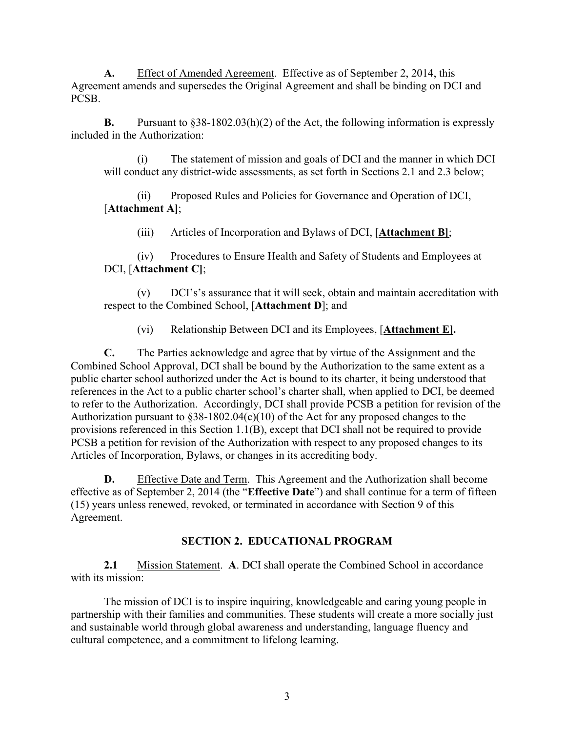**A.** Effect of Amended Agreement. Effective as of September 2, 2014, this Agreement amends and supersedes the Original Agreement and shall be binding on DCI and PCSB.

**B.** Pursuant to §38-1802.03(h)(2) of the Act, the following information is expressly included in the Authorization:

(i) The statement of mission and goals of DCI and the manner in which DCI will conduct any district-wide assessments, as set forth in Sections 2.1 and 2.3 below;

(ii) Proposed Rules and Policies for Governance and Operation of DCI, [**Attachment A**];

(iii) Articles of Incorporation and Bylaws of DCI, [**Attachment B**];

(iv) Procedures to Ensure Health and Safety of Students and Employees at DCI, [**Attachment C**];

(v) DCI's's assurance that it will seek, obtain and maintain accreditation with respect to the Combined School, [**Attachment D**]; and

(vi) Relationship Between DCI and its Employees, [**Attachment E**].

**C.** The Parties acknowledge and agree that by virtue of the Assignment and the Combined School Approval, DCI shall be bound by the Authorization to the same extent as a public charter school authorized under the Act is bound to its charter, it being understood that references in the Act to a public charter school's charter shall, when applied to DCI, be deemed to refer to the Authorization. Accordingly, DCI shall provide PCSB a petition for revision of the Authorization pursuant to §38-1802.04(c)(10) of the Act for any proposed changes to the provisions referenced in this Section 1.1(B), except that DCI shall not be required to provide PCSB a petition for revision of the Authorization with respect to any proposed changes to its Articles of Incorporation, Bylaws, or changes in its accrediting body.

**D.** Effective Date and Term. This Agreement and the Authorization shall become effective as of September 2, 2014 (the "**Effective Date**") and shall continue for a term of fifteen (15) years unless renewed, revoked, or terminated in accordance with Section 9 of this Agreement.

## SECTION 2. EDUCATIONAL PROGRAM

**2.1** Mission Statement. **A**. DCI shall operate the Combined School in accordance with its mission:

The mission of DCI is to inspire inquiring, knowledgeable and caring young people in partnership with their families and communities. These students will create a more socially just and sustainable world through global awareness and understanding, language fluency and cultural competence, and a commitment to lifelong learning.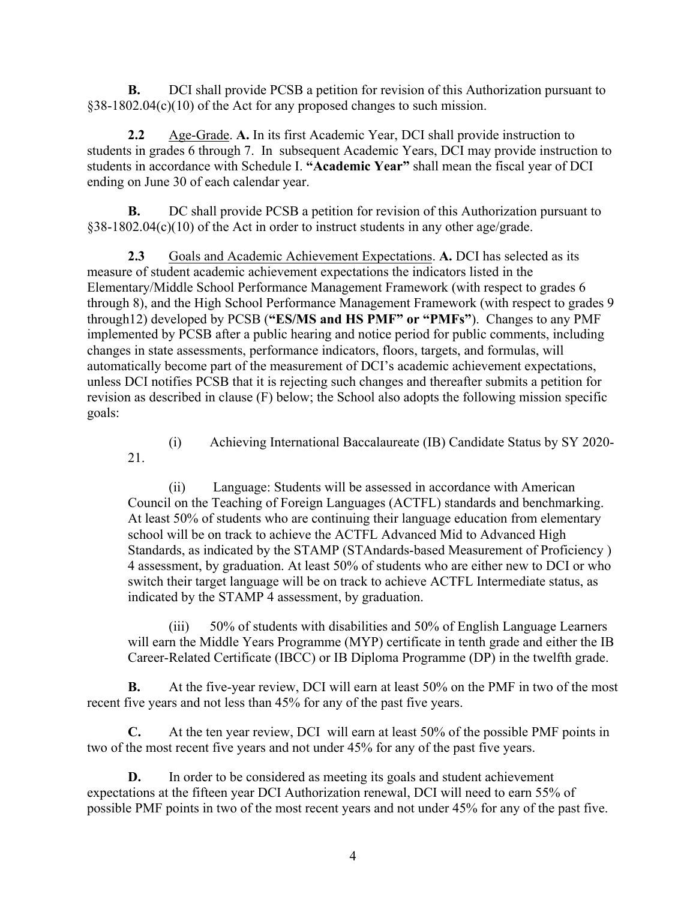**B.** DCI shall provide PCSB a petition for revision of this Authorization pursuant to §38-1802.04(c)(10) of the Act for any proposed changes to such mission.

**2.2** Age-Grade. **A.** In its first Academic Year, DCI shall provide instruction to students in grades 6 through 7. In subsequent Academic Years, DCI may provide instruction to students in accordance with Schedule I. **"Academic Year"** shall mean the fiscal year of DCI ending on June 30 of each calendar year.

**B.** DC shall provide PCSB a petition for revision of this Authorization pursuant to §38-1802.04(c)(10) of the Act in order to instruct students in any other age/grade.

**2.3** Goals and Academic Achievement Expectations. **A.** DCI has selected as its measure of student academic achievement expectations the indicators listed in the Elementary/Middle School Performance Management Framework (with respect to grades 6 through 8), and the High School Performance Management Framework (with respect to grades 9 through12) developed by PCSB (**"ES/MS and HS PMF" or "PMFs"**). Changes to any PMF implemented by PCSB after a public hearing and notice period for public comments, including changes in state assessments, performance indicators, floors, targets, and formulas, will automatically become part of the measurement of DCI's academic achievement expectations, unless DCI notifies PCSB that it is rejecting such changes and thereafter submits a petition for revision as described in clause (F) below; the School also adopts the following mission specific goals:

(i) Achieving International Baccalaureate (IB) Candidate Status by SY 2020-21.

(ii) Language: Students will be assessed in accordance with American Council on the Teaching of Foreign Languages (ACTFL) standards and benchmarking. At least 50% of students who are continuing their language education from elementary school will be on track to achieve the ACTFL Advanced Mid to Advanced High Standards, as indicated by the STAMP (STAndards-based Measurement of Proficiency ) 4 assessment, by graduation. At least 50% of students who are either new to DCI or who switch their target language will be on track to achieve ACTFL Intermediate status, as indicated by the STAMP 4 assessment, by graduation.

(iii) 50% of students with disabilities and 50% of English Language Learners will earn the Middle Years Programme (MYP) certificate in tenth grade and either the IB Career-Related Certificate (IBCC) or IB Diploma Programme (DP) in the twelfth grade.

**B.** At the five-year review, DCI will earn at least 50% on the PMF in two of the most recent five years and not less than 45% for any of the past five years.

**C.** At the ten year review, DCI will earn at least 50% of the possible PMF points in two of the most recent five years and not under 45% for any of the past five years.

**D.** In order to be considered as meeting its goals and student achievement expectations at the fifteen year DCI Authorization renewal, DCI will need to earn 55% of possible PMF points in two of the most recent years and not under 45% for any of the past five.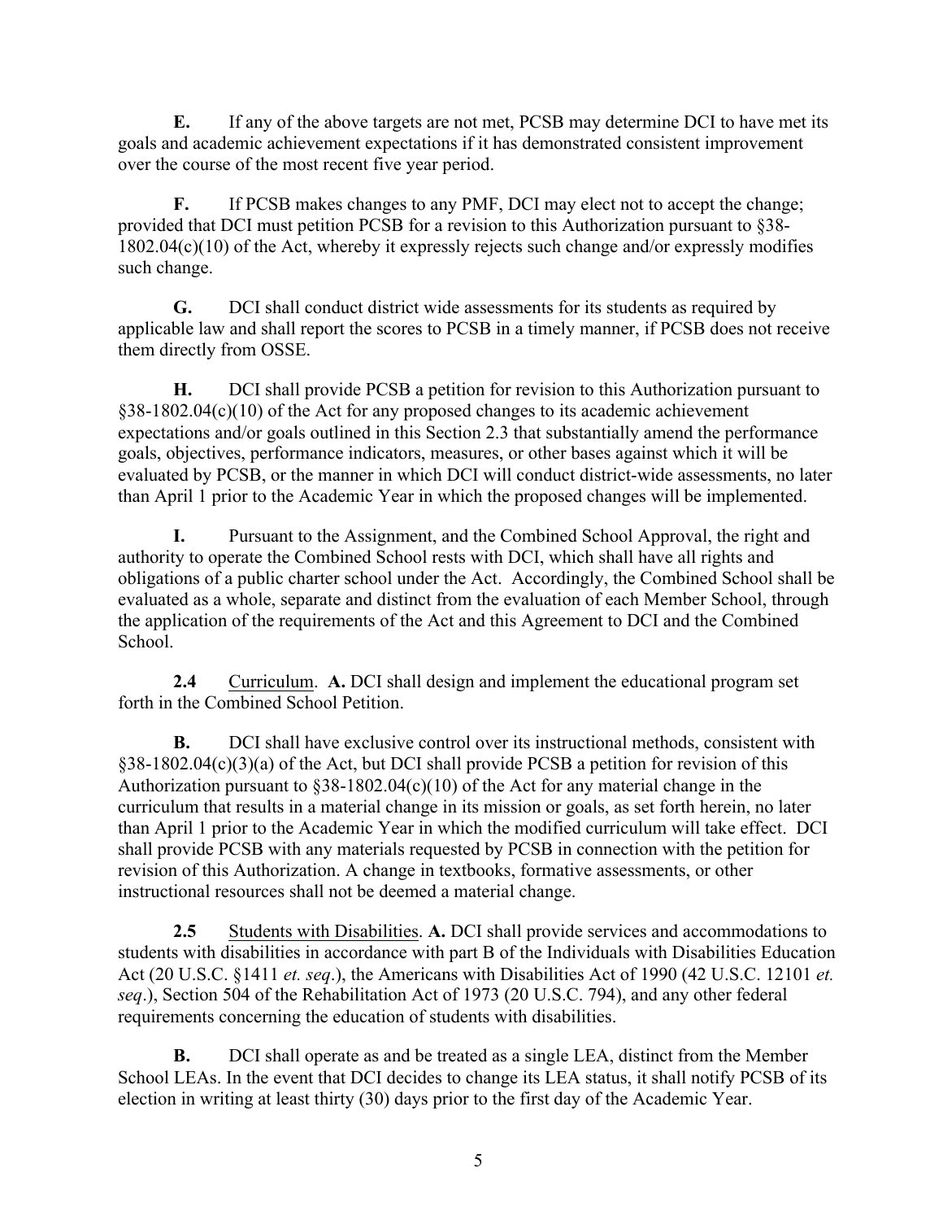**E.** If any of the above targets are not met, PCSB may determine DCI to have met its goals and academic achievement expectations if it has demonstrated consistent improvement over the course of the most recent five year period.

**F.** If PCSB makes changes to any PMF, DCI may elect not to accept the change; provided that DCI must petition PCSB for a revision to this Authorization pursuant to §38-1802.04(c)(10) of the Act, whereby it expressly rejects such change and/or expressly modifies such change.

**G.** DCI shall conduct district wide assessments for its students as required by applicable law and shall report the scores to PCSB in a timely manner, if PCSB does not receive them directly from OSSE.

**H.** DCI shall provide PCSB a petition for revision to this Authorization pursuant to §38-1802.04(c)(10) of the Act for any proposed changes to its academic achievement expectations and/or goals outlined in this Section 2.3 that substantially amend the performance goals, objectives, performance indicators, measures, or other bases against which it will be evaluated by PCSB, or the manner in which DCI will conduct district-wide assessments, no later than April 1 prior to the Academic Year in which the proposed changes will be implemented.

**I.** Pursuant to the Assignment, and the Combined School Approval, the right and authority to operate the Combined School rests with DCI, which shall have all rights and obligations of a public charter school under the Act. Accordingly, the Combined School shall be evaluated as a whole, separate and distinct from the evaluation of each Member School, through the application of the requirements of the Act and this Agreement to DCI and the Combined School.

**2.4** Curriculum. **A.** DCI shall design and implement the educational program set forth in the Combined School Petition.

**B.** DCI shall have exclusive control over its instructional methods, consistent with §38-1802.04(c)(3)(a) of the Act, but DCI shall provide PCSB a petition for revision of this Authorization pursuant to §38-1802.04(c)(10) of the Act for any material change in the curriculum that results in a material change in its mission or goals, as set forth herein, no later than April 1 prior to the Academic Year in which the modified curriculum will take effect. DCI shall provide PCSB with any materials requested by PCSB in connection with the petition for revision of this Authorization. A change in textbooks, formative assessments, or other instructional resources shall not be deemed a material change.

**2.5** Students with Disabilities. **A.** DCI shall provide services and accommodations to students with disabilities in accordance with part B of the Individuals with Disabilities Education Act (20 U.S.C. §1411 *et. seq*.), the Americans with Disabilities Act of 1990 (42 U.S.C. 12101 *et. seq*.), Section 504 of the Rehabilitation Act of 1973 (20 U.S.C. 794), and any other federal requirements concerning the education of students with disabilities.

**B.** DCI shall operate as and be treated as a single LEA, distinct from the Member School LEAs. In the event that DCI decides to change its LEA status, it shall notify PCSB of its election in writing at least thirty (30) days prior to the first day of the Academic Year.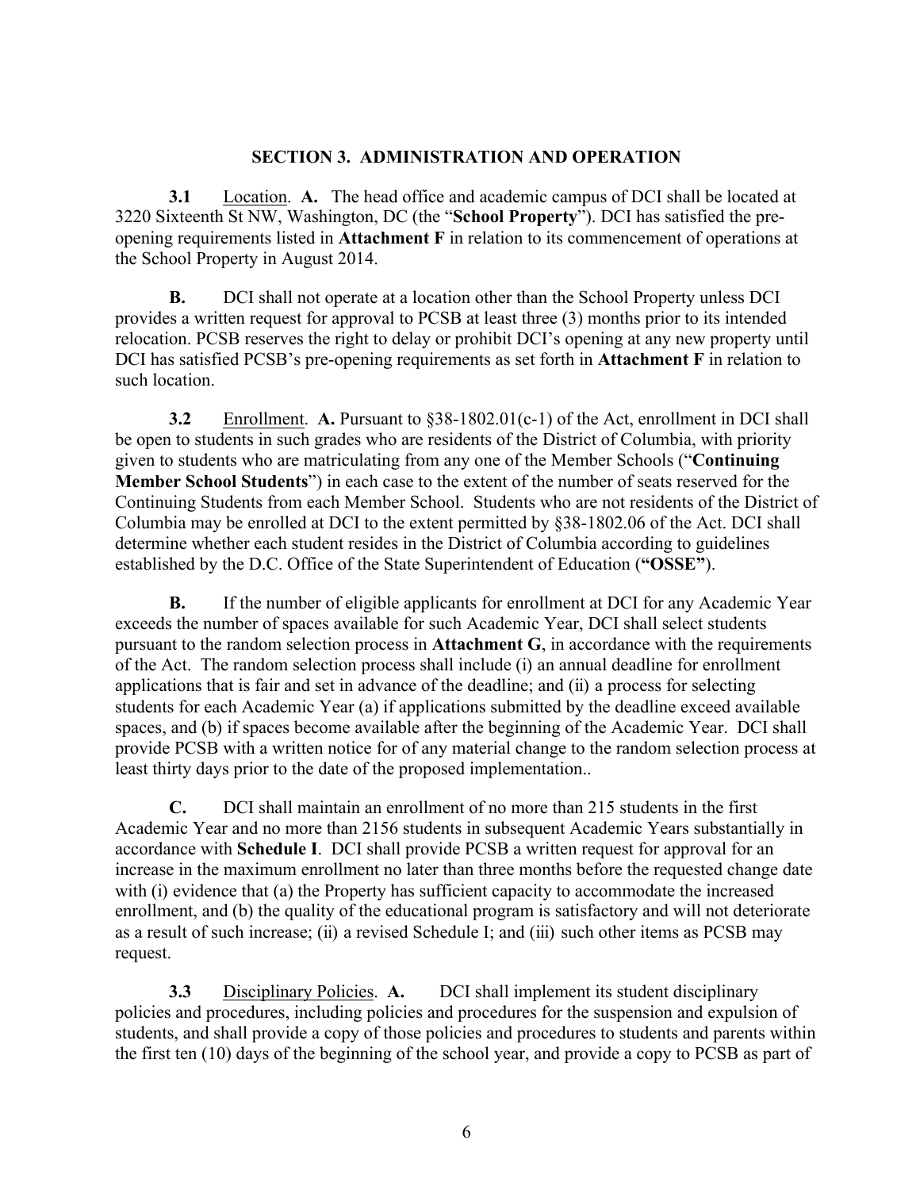## SECTION 3. ADMINISTRATION AND OPERATION

**3.1** Location. **A.** The head office and academic campus of DCI shall be located at 3220 Sixteenth St NW, Washington, DC (the "**School Property**"). DCI has satisfied the pre-opening requirements listed in **Attachment F** in relation to its commencement of operations at the School Property in August 2014.

**B.** DCI shall not operate at a location other than the School Property unless DCI provides a written request for approval to PCSB at least three (3) months prior to its intended relocation. PCSB reserves the right to delay or prohibit DCI's opening at any new property until DCI has satisfied PCSB's pre-opening requirements as set forth in **Attachment F** in relation to such location.

**3.2** Enrollment. **A.** Pursuant to §38-1802.01(c-1) of the Act, enrollment in DCI shall be open to students in such grades who are residents of the District of Columbia, with priority given to students who are matriculating from any one of the Member Schools ("**Continuing Member School Students**") in each case to the extent of the number of seats reserved for the Continuing Students from each Member School. Students who are not residents of the District of Columbia may be enrolled at DCI to the extent permitted by §38-1802.06 of the Act. DCI shall determine whether each student resides in the District of Columbia according to guidelines established by the D.C. Office of the State Superintendent of Education (**"OSSE"**).

**B.** If the number of eligible applicants for enrollment at DCI for any Academic Year exceeds the number of spaces available for such Academic Year, DCI shall select students pursuant to the random selection process in **Attachment G**, in accordance with the requirements of the Act. The random selection process shall include (i) an annual deadline for enrollment applications that is fair and set in advance of the deadline; and (ii) a process for selecting students for each Academic Year (a) if applications submitted by the deadline exceed available spaces, and (b) if spaces become available after the beginning of the Academic Year. DCI shall provide PCSB with a written notice for of any material change to the random selection process at least thirty days prior to the date of the proposed implementation..

**C.** DCI shall maintain an enrollment of no more than 215 students in the first Academic Year and no more than 2156 students in subsequent Academic Years substantially in accordance with **Schedule I**. DCI shall provide PCSB a written request for approval for an increase in the maximum enrollment no later than three months before the requested change date with (i) evidence that (a) the Property has sufficient capacity to accommodate the increased enrollment, and (b) the quality of the educational program is satisfactory and will not deteriorate as a result of such increase; (ii) a revised Schedule I; and (iii) such other items as PCSB may request.

**3.3** Disciplinary Policies. **A.** DCI shall implement its student disciplinary policies and procedures, including policies and procedures for the suspension and expulsion of students, and shall provide a copy of those policies and procedures to students and parents within the first ten (10) days of the beginning of the school year, and provide a copy to PCSB as part of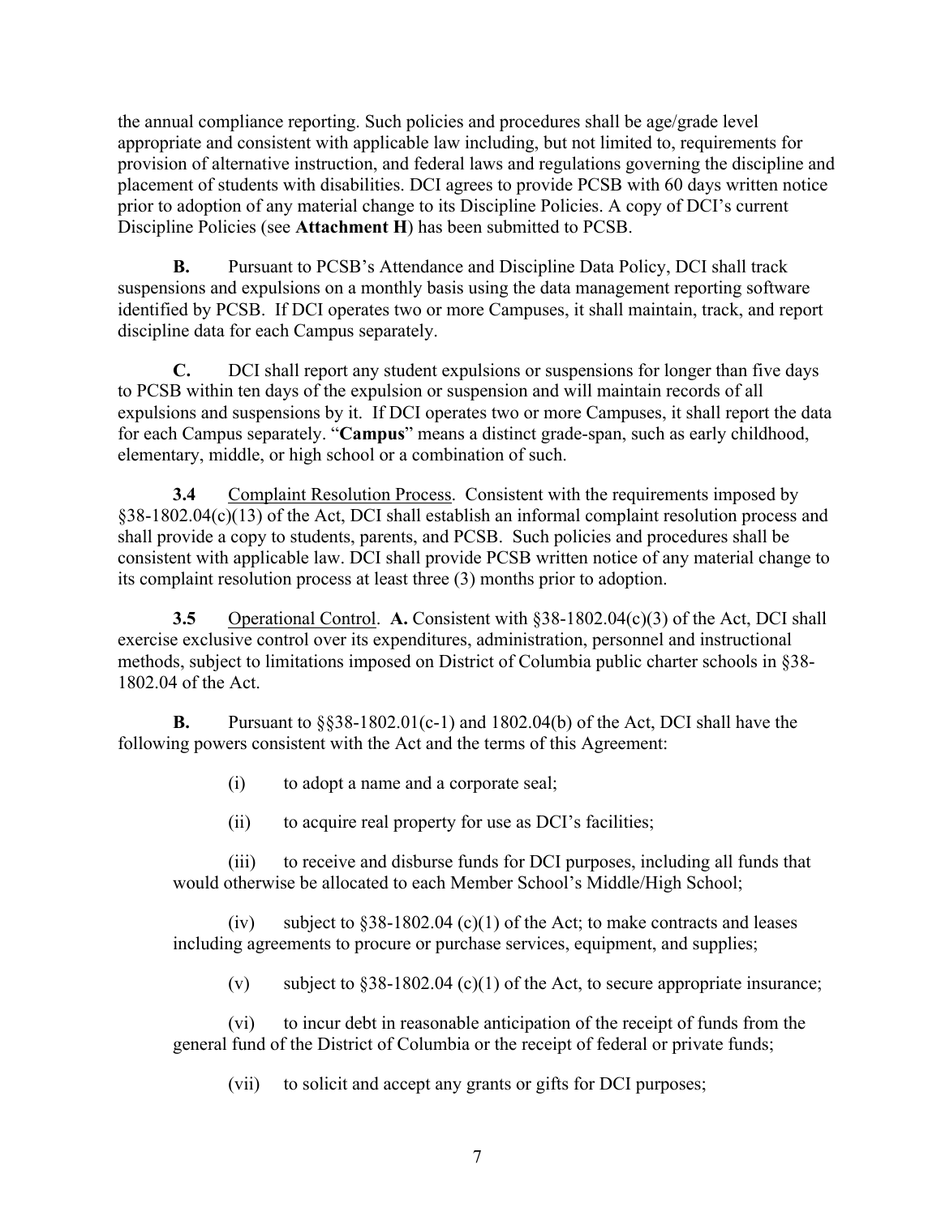the annual compliance reporting. Such policies and procedures shall be age/grade level appropriate and consistent with applicable law including, but not limited to, requirements for provision of alternative instruction, and federal laws and regulations governing the discipline and placement of students with disabilities. DCI agrees to provide PCSB with 60 days written notice prior to adoption of any material change to its Discipline Policies. A copy of DCI's current Discipline Policies (see **Attachment H**) has been submitted to PCSB.

**B.** Pursuant to PCSB's Attendance and Discipline Data Policy, DCI shall track suspensions and expulsions on a monthly basis using the data management reporting software identified by PCSB. If DCI operates two or more Campuses, it shall maintain, track, and report discipline data for each Campus separately.

**C.** DCI shall report any student expulsions or suspensions for longer than five days to PCSB within ten days of the expulsion or suspension and will maintain records of all expulsions and suspensions by it. If DCI operates two or more Campuses, it shall report the data for each Campus separately. "**Campus**" means a distinct grade-span, such as early childhood, elementary, middle, or high school or a combination of such.

**3.4** Complaint Resolution Process. Consistent with the requirements imposed by §38-1802.04(c)(13) of the Act, DCI shall establish an informal complaint resolution process and shall provide a copy to students, parents, and PCSB. Such policies and procedures shall be consistent with applicable law. DCI shall provide PCSB written notice of any material change to its complaint resolution process at least three (3) months prior to adoption.

**3.5** Operational Control. **A.** Consistent with §38-1802.04(c)(3) of the Act, DCI shall exercise exclusive control over its expenditures, administration, personnel and instructional methods, subject to limitations imposed on District of Columbia public charter schools in §38-1802.04 of the Act.

**B.** Pursuant to §§38-1802.01(c-1) and 1802.04(b) of the Act, DCI shall have the following powers consistent with the Act and the terms of this Agreement:

(i) to adopt a name and a corporate seal;

(ii) to acquire real property for use as DCI's facilities;

(iii) to receive and disburse funds for DCI purposes, including all funds that would otherwise be allocated to each Member School's Middle/High School;

(iv) subject to §38-1802.04 (c)(1) of the Act; to make contracts and leases including agreements to procure or purchase services, equipment, and supplies;

(v) subject to §38-1802.04 (c)(1) of the Act, to secure appropriate insurance;

(vi) to incur debt in reasonable anticipation of the receipt of funds from the general fund of the District of Columbia or the receipt of federal or private funds;

(vii) to solicit and accept any grants or gifts for DCI purposes;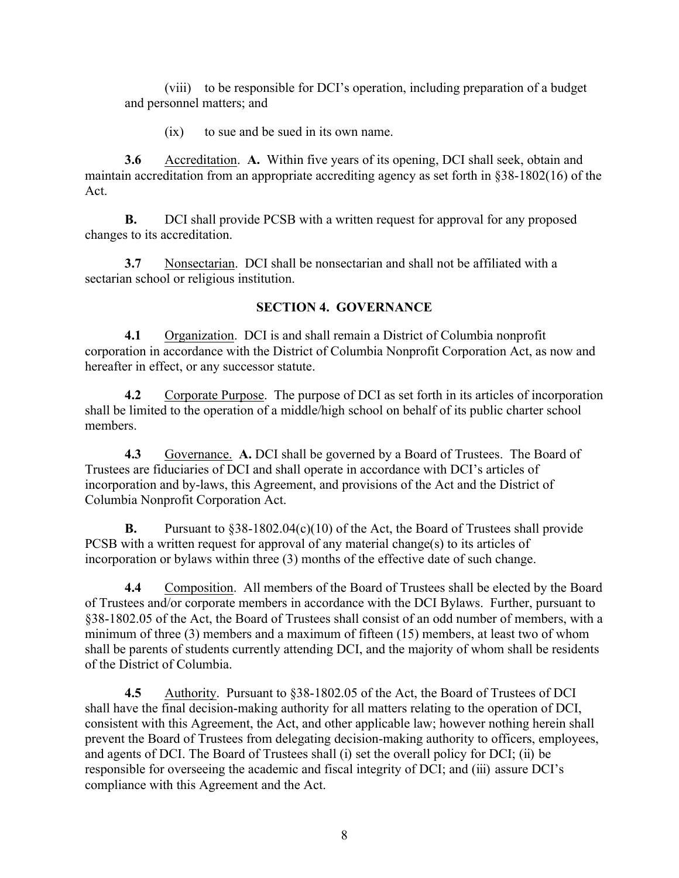(viii) to be responsible for DCI's operation, including preparation of a budget and personnel matters; and

(ix) to sue and be sued in its own name.

**3.6** Accreditation. **A.** Within five years of its opening, DCI shall seek, obtain and maintain accreditation from an appropriate accrediting agency as set forth in §38-1802(16) of the Act.

**B.** DCI shall provide PCSB with a written request for approval for any proposed changes to its accreditation.

**3.7** Nonsectarian. DCI shall be nonsectarian and shall not be affiliated with a sectarian school or religious institution.

## SECTION 4. GOVERNANCE

**4.1** Organization. DCI is and shall remain a District of Columbia nonprofit corporation in accordance with the District of Columbia Nonprofit Corporation Act, as now and hereafter in effect, or any successor statute.

**4.2** Corporate Purpose. The purpose of DCI as set forth in its articles of incorporation shall be limited to the operation of a middle/high school on behalf of its public charter school members.

**4.3** Governance. **A.** DCI shall be governed by a Board of Trustees. The Board of Trustees are fiduciaries of DCI and shall operate in accordance with DCI's articles of incorporation and by-laws, this Agreement, and provisions of the Act and the District of Columbia Nonprofit Corporation Act.

**B.** Pursuant to §38-1802.04(c)(10) of the Act, the Board of Trustees shall provide PCSB with a written request for approval of any material change(s) to its articles of incorporation or bylaws within three (3) months of the effective date of such change.

**4.4** Composition. All members of the Board of Trustees shall be elected by the Board of Trustees and/or corporate members in accordance with the DCI Bylaws. Further, pursuant to §38-1802.05 of the Act, the Board of Trustees shall consist of an odd number of members, with a minimum of three (3) members and a maximum of fifteen (15) members, at least two of whom shall be parents of students currently attending DCI, and the majority of whom shall be residents of the District of Columbia.

**4.5** Authority. Pursuant to §38-1802.05 of the Act, the Board of Trustees of DCI shall have the final decision-making authority for all matters relating to the operation of DCI, consistent with this Agreement, the Act, and other applicable law; however nothing herein shall prevent the Board of Trustees from delegating decision-making authority to officers, employees, and agents of DCI. The Board of Trustees shall (i) set the overall policy for DCI; (ii) be responsible for overseeing the academic and fiscal integrity of DCI; and (iii) assure DCI's compliance with this Agreement and the Act.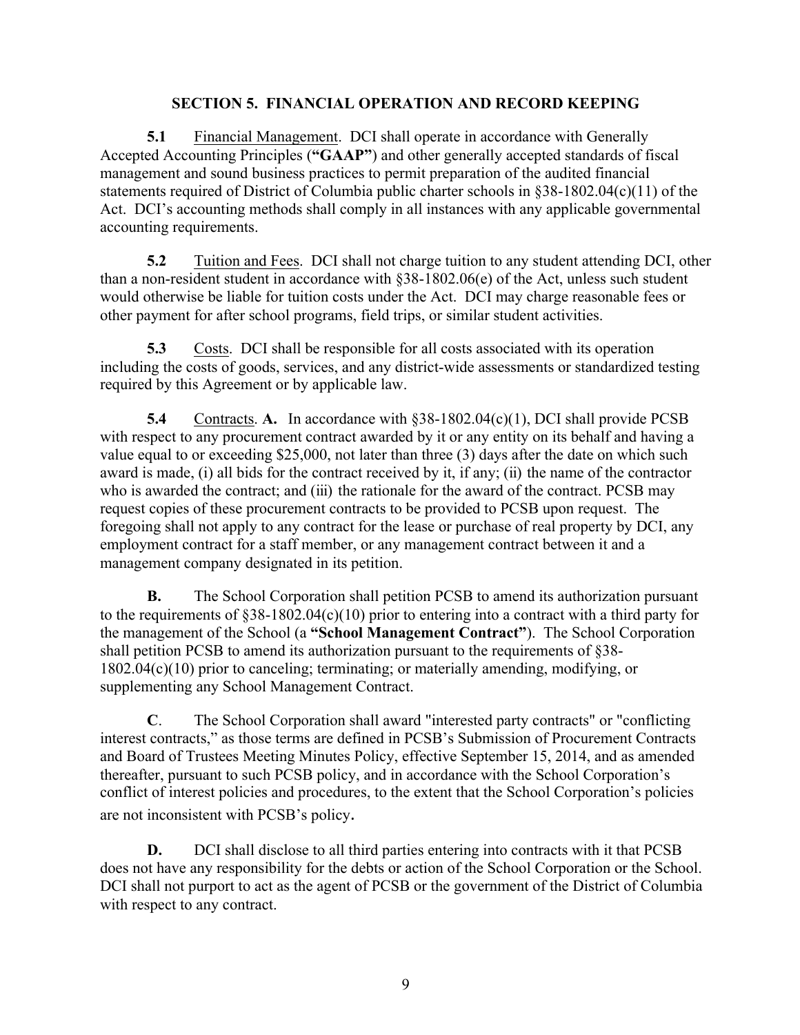## SECTION 5. FINANCIAL OPERATION AND RECORD KEEPING

**5.1** Financial Management. DCI shall operate in accordance with Generally Accepted Accounting Principles (**"GAAP"**) and other generally accepted standards of fiscal management and sound business practices to permit preparation of the audited financial statements required of District of Columbia public charter schools in §38-1802.04(c)(11) of the Act. DCI's accounting methods shall comply in all instances with any applicable governmental accounting requirements.

**5.2** Tuition and Fees. DCI shall not charge tuition to any student attending DCI, other than a non-resident student in accordance with §38-1802.06(e) of the Act, unless such student would otherwise be liable for tuition costs under the Act. DCI may charge reasonable fees or other payment for after school programs, field trips, or similar student activities.

**5.3** Costs. DCI shall be responsible for all costs associated with its operation including the costs of goods, services, and any district-wide assessments or standardized testing required by this Agreement or by applicable law.

**5.4** Contracts. **A.** In accordance with §38-1802.04(c)(1), DCI shall provide PCSB with respect to any procurement contract awarded by it or any entity on its behalf and having a value equal to or exceeding $25,000, not later than three (3) days after the date on which such award is made, (i) all bids for the contract received by it, if any; (ii) the name of the contractor who is awarded the contract; and (iii) the rationale for the award of the contract. PCSB may request copies of these procurement contracts to be provided to PCSB upon request. The foregoing shall not apply to any contract for the lease or purchase of real property by DCI, any employment contract for a staff member, or any management contract between it and a management company designated in its petition.

**B.** The School Corporation shall petition PCSB to amend its authorization pursuant to the requirements of §38-1802.04(c)(10) prior to entering into a contract with a third party for the management of the School (a **"School Management Contract"**). The School Corporation shall petition PCSB to amend its authorization pursuant to the requirements of §38-1802.04(c)(10) prior to canceling; terminating; or materially amending, modifying, or supplementing any School Management Contract.

**C**. The School Corporation shall award "interested party contracts" or "conflicting interest contracts," as those terms are defined in PCSB's Submission of Procurement Contracts and Board of Trustees Meeting Minutes Policy, effective September 15, 2014, and as amended thereafter, pursuant to such PCSB policy, and in accordance with the School Corporation's conflict of interest policies and procedures, to the extent that the School Corporation's policies are not inconsistent with PCSB's policy.

**D.** DCI shall disclose to all third parties entering into contracts with it that PCSB does not have any responsibility for the debts or action of the School Corporation or the School. DCI shall not purport to act as the agent of PCSB or the government of the District of Columbia with respect to any contract.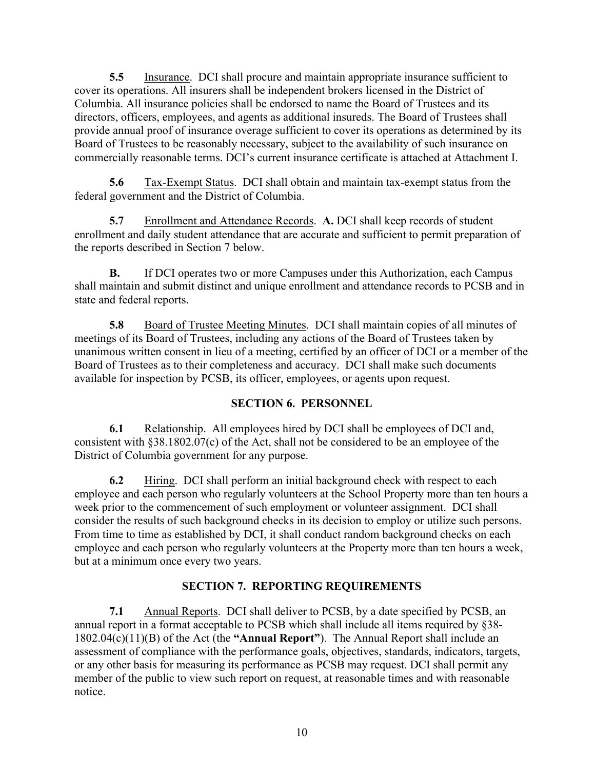**5.5** Insurance. DCI shall procure and maintain appropriate insurance sufficient to cover its operations. All insurers shall be independent brokers licensed in the District of Columbia. All insurance policies shall be endorsed to name the Board of Trustees and its directors, officers, employees, and agents as additional insureds. The Board of Trustees shall provide annual proof of insurance overage sufficient to cover its operations as determined by its Board of Trustees to be reasonably necessary, subject to the availability of such insurance on commercially reasonable terms. DCI's current insurance certificate is attached at Attachment I.

**5.6** Tax-Exempt Status. DCI shall obtain and maintain tax-exempt status from the federal government and the District of Columbia.

**5.7** Enrollment and Attendance Records. **A.** DCI shall keep records of student enrollment and daily student attendance that are accurate and sufficient to permit preparation of the reports described in Section 7 below.

**B.** If DCI operates two or more Campuses under this Authorization, each Campus shall maintain and submit distinct and unique enrollment and attendance records to PCSB and in state and federal reports.

**5.8** Board of Trustee Meeting Minutes. DCI shall maintain copies of all minutes of meetings of its Board of Trustees, including any actions of the Board of Trustees taken by unanimous written consent in lieu of a meeting, certified by an officer of DCI or a member of the Board of Trustees as to their completeness and accuracy. DCI shall make such documents available for inspection by PCSB, its officer, employees, or agents upon request.

## SECTION 6. PERSONNEL

**6.1** Relationship. All employees hired by DCI shall be employees of DCI and, consistent with §38.1802.07(c) of the Act, shall not be considered to be an employee of the District of Columbia government for any purpose.

**6.2** Hiring. DCI shall perform an initial background check with respect to each employee and each person who regularly volunteers at the School Property more than ten hours a week prior to the commencement of such employment or volunteer assignment. DCI shall consider the results of such background checks in its decision to employ or utilize such persons. From time to time as established by DCI, it shall conduct random background checks on each employee and each person who regularly volunteers at the Property more than ten hours a week, but at a minimum once every two years.

## SECTION 7. REPORTING REQUIREMENTS

**7.1** Annual Reports. DCI shall deliver to PCSB, by a date specified by PCSB, an annual report in a format acceptable to PCSB which shall include all items required by §38-1802.04(c)(11)(B) of the Act (the **"Annual Report"**). The Annual Report shall include an assessment of compliance with the performance goals, objectives, standards, indicators, targets, or any other basis for measuring its performance as PCSB may request. DCI shall permit any member of the public to view such report on request, at reasonable times and with reasonable notice.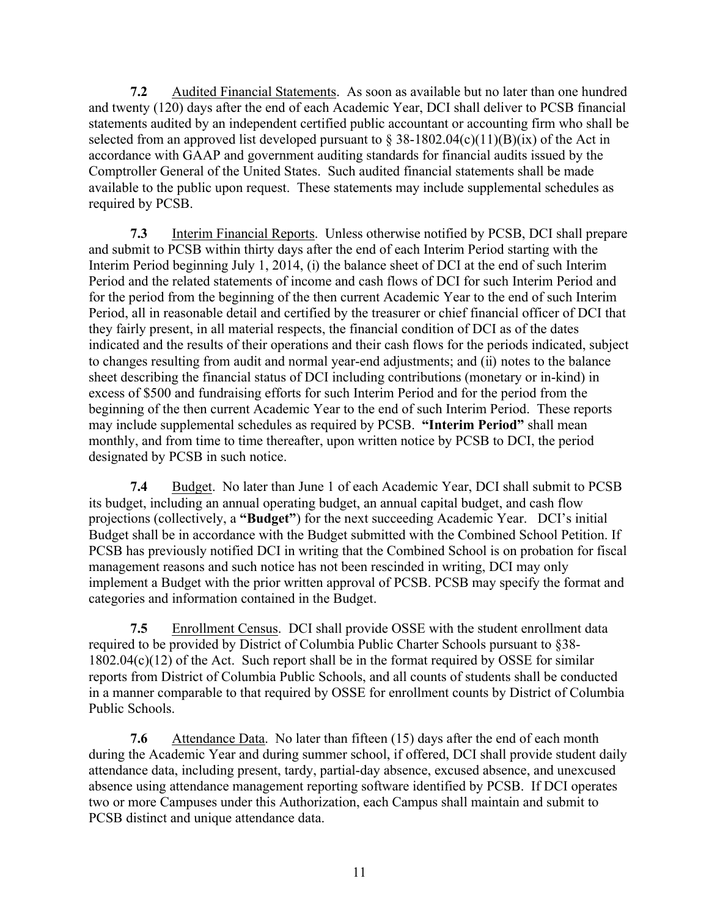**7.2** Audited Financial Statements. As soon as available but no later than one hundred and twenty (120) days after the end of each Academic Year, DCI shall deliver to PCSB financial statements audited by an independent certified public accountant or accounting firm who shall be selected from an approved list developed pursuant to § 38-1802.04(c)(11)(B)(ix) of the Act in accordance with GAAP and government auditing standards for financial audits issued by the Comptroller General of the United States. Such audited financial statements shall be made available to the public upon request. These statements may include supplemental schedules as required by PCSB.

**7.3** Interim Financial Reports. Unless otherwise notified by PCSB, DCI shall prepare and submit to PCSB within thirty days after the end of each Interim Period starting with the Interim Period beginning July 1, 2014, (i) the balance sheet of DCI at the end of such Interim Period and the related statements of income and cash flows of DCI for such Interim Period and for the period from the beginning of the then current Academic Year to the end of such Interim Period, all in reasonable detail and certified by the treasurer or chief financial officer of DCI that they fairly present, in all material respects, the financial condition of DCI as of the dates indicated and the results of their operations and their cash flows for the periods indicated, subject to changes resulting from audit and normal year-end adjustments; and (ii) notes to the balance sheet describing the financial status of DCI including contributions (monetary or in-kind) in excess of $500 and fundraising efforts for such Interim Period and for the period from the beginning of the then current Academic Year to the end of such Interim Period. These reports may include supplemental schedules as required by PCSB. **"Interim Period"** shall mean monthly, and from time to time thereafter, upon written notice by PCSB to DCI, the period designated by PCSB in such notice.

**7.4** Budget. No later than June 1 of each Academic Year, DCI shall submit to PCSB its budget, including an annual operating budget, an annual capital budget, and cash flow projections (collectively, a **"Budget"**) for the next succeeding Academic Year. DCI's initial Budget shall be in accordance with the Budget submitted with the Combined School Petition. If PCSB has previously notified DCI in writing that the Combined School is on probation for fiscal management reasons and such notice has not been rescinded in writing, DCI may only implement a Budget with the prior written approval of PCSB. PCSB may specify the format and categories and information contained in the Budget.

**7.5** Enrollment Census. DCI shall provide OSSE with the student enrollment data required to be provided by District of Columbia Public Charter Schools pursuant to §38-1802.04(c)(12) of the Act. Such report shall be in the format required by OSSE for similar reports from District of Columbia Public Schools, and all counts of students shall be conducted in a manner comparable to that required by OSSE for enrollment counts by District of Columbia Public Schools.

**7.6** Attendance Data. No later than fifteen (15) days after the end of each month during the Academic Year and during summer school, if offered, DCI shall provide student daily attendance data, including present, tardy, partial-day absence, excused absence, and unexcused absence using attendance management reporting software identified by PCSB. If DCI operates two or more Campuses under this Authorization, each Campus shall maintain and submit to PCSB distinct and unique attendance data.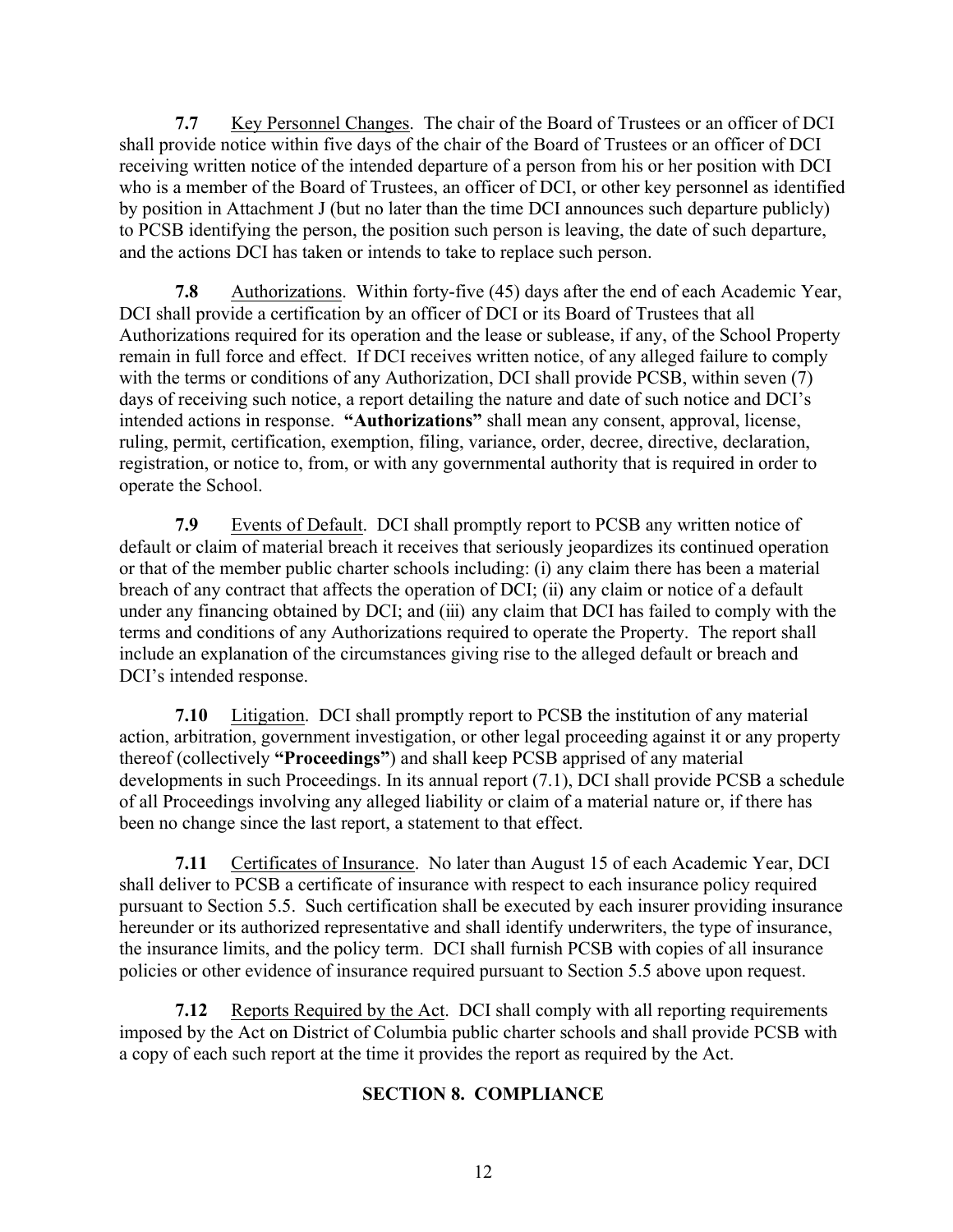**7.7** Key Personnel Changes. The chair of the Board of Trustees or an officer of DCI shall provide notice within five days of the chair of the Board of Trustees or an officer of DCI receiving written notice of the intended departure of a person from his or her position with DCI who is a member of the Board of Trustees, an officer of DCI, or other key personnel as identified by position in Attachment J (but no later than the time DCI announces such departure publicly) to PCSB identifying the person, the position such person is leaving, the date of such departure, and the actions DCI has taken or intends to take to replace such person.

**7.8** Authorizations. Within forty-five (45) days after the end of each Academic Year, DCI shall provide a certification by an officer of DCI or its Board of Trustees that all Authorizations required for its operation and the lease or sublease, if any, of the School Property remain in full force and effect. If DCI receives written notice, of any alleged failure to comply with the terms or conditions of any Authorization, DCI shall provide PCSB, within seven (7) days of receiving such notice, a report detailing the nature and date of such notice and DCI's intended actions in response. **"Authorizations"** shall mean any consent, approval, license, ruling, permit, certification, exemption, filing, variance, order, decree, directive, declaration, registration, or notice to, from, or with any governmental authority that is required in order to operate the School.

**7.9** Events of Default. DCI shall promptly report to PCSB any written notice of default or claim of material breach it receives that seriously jeopardizes its continued operation or that of the member public charter schools including: (i) any claim there has been a material breach of any contract that affects the operation of DCI; (ii) any claim or notice of a default under any financing obtained by DCI; and (iii) any claim that DCI has failed to comply with the terms and conditions of any Authorizations required to operate the Property. The report shall include an explanation of the circumstances giving rise to the alleged default or breach and DCI's intended response.

**7.10** Litigation. DCI shall promptly report to PCSB the institution of any material action, arbitration, government investigation, or other legal proceeding against it or any property thereof (collectively **"Proceedings"**) and shall keep PCSB apprised of any material developments in such Proceedings. In its annual report (7.1), DCI shall provide PCSB a schedule of all Proceedings involving any alleged liability or claim of a material nature or, if there has been no change since the last report, a statement to that effect.

**7.11** Certificates of Insurance. No later than August 15 of each Academic Year, DCI shall deliver to PCSB a certificate of insurance with respect to each insurance policy required pursuant to Section 5.5. Such certification shall be executed by each insurer providing insurance hereunder or its authorized representative and shall identify underwriters, the type of insurance, the insurance limits, and the policy term. DCI shall furnish PCSB with copies of all insurance policies or other evidence of insurance required pursuant to Section 5.5 above upon request.

**7.12** Reports Required by the Act. DCI shall comply with all reporting requirements imposed by the Act on District of Columbia public charter schools and shall provide PCSB with a copy of each such report at the time it provides the report as required by the Act.

## SECTION 8. COMPLIANCE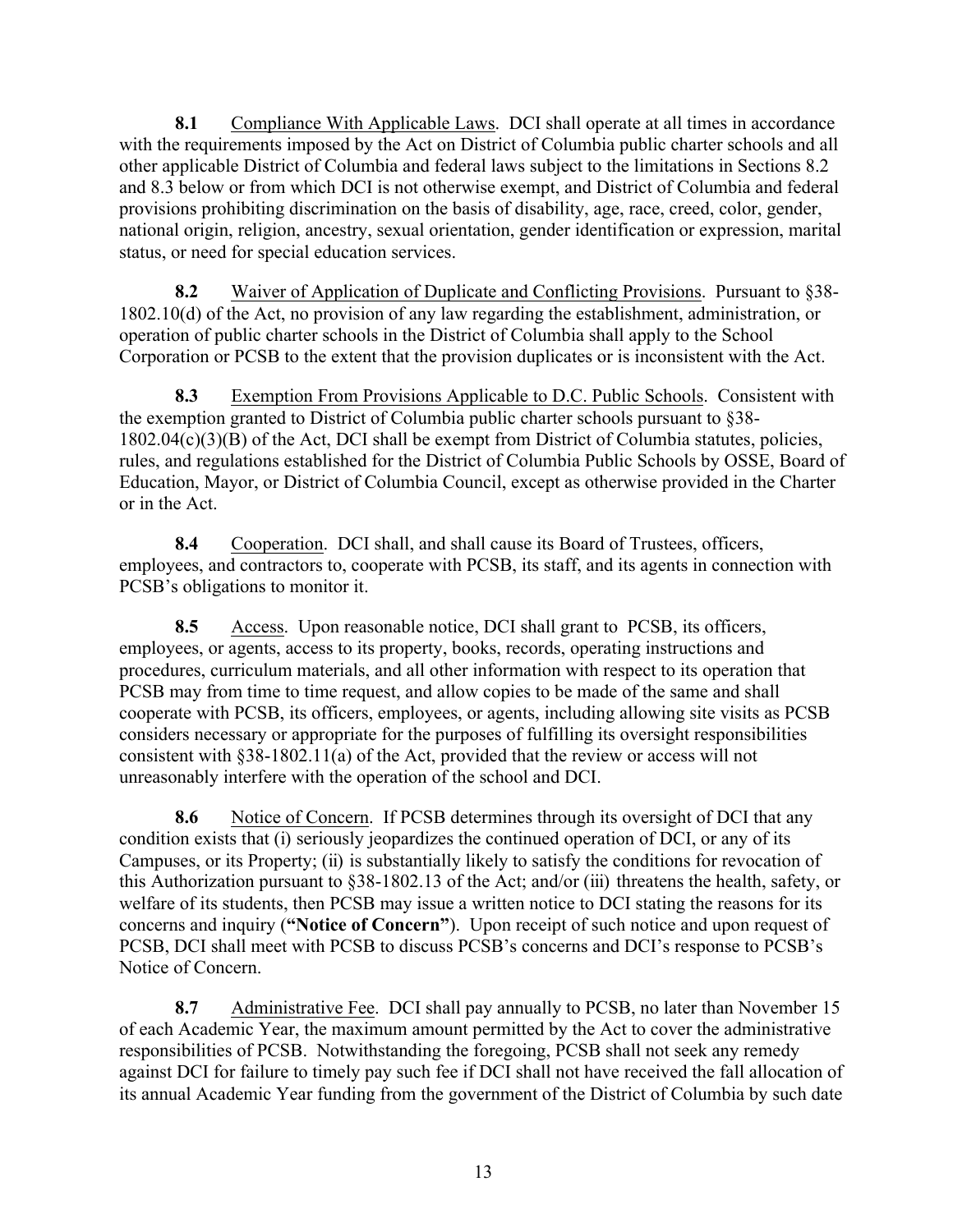**8.1** Compliance With Applicable Laws. DCI shall operate at all times in accordance with the requirements imposed by the Act on District of Columbia public charter schools and all other applicable District of Columbia and federal laws subject to the limitations in Sections 8.2 and 8.3 below or from which DCI is not otherwise exempt, and District of Columbia and federal provisions prohibiting discrimination on the basis of disability, age, race, creed, color, gender, national origin, religion, ancestry, sexual orientation, gender identification or expression, marital status, or need for special education services.

**8.2** Waiver of Application of Duplicate and Conflicting Provisions. Pursuant to §38-1802.10(d) of the Act, no provision of any law regarding the establishment, administration, or operation of public charter schools in the District of Columbia shall apply to the School Corporation or PCSB to the extent that the provision duplicates or is inconsistent with the Act.

**8.3** Exemption From Provisions Applicable to D.C. Public Schools. Consistent with the exemption granted to District of Columbia public charter schools pursuant to §38-1802.04(c)(3)(B) of the Act, DCI shall be exempt from District of Columbia statutes, policies, rules, and regulations established for the District of Columbia Public Schools by OSSE, Board of Education, Mayor, or District of Columbia Council, except as otherwise provided in the Charter or in the Act.

**8.4** Cooperation. DCI shall, and shall cause its Board of Trustees, officers, employees, and contractors to, cooperate with PCSB, its staff, and its agents in connection with PCSB's obligations to monitor it.

**8.5** Access. Upon reasonable notice, DCI shall grant to PCSB, its officers, employees, or agents, access to its property, books, records, operating instructions and procedures, curriculum materials, and all other information with respect to its operation that PCSB may from time to time request, and allow copies to be made of the same and shall cooperate with PCSB, its officers, employees, or agents, including allowing site visits as PCSB considers necessary or appropriate for the purposes of fulfilling its oversight responsibilities consistent with §38-1802.11(a) of the Act, provided that the review or access will not unreasonably interfere with the operation of the school and DCI.

**8.6** Notice of Concern. If PCSB determines through its oversight of DCI that any condition exists that (i) seriously jeopardizes the continued operation of DCI, or any of its Campuses, or its Property; (ii) is substantially likely to satisfy the conditions for revocation of this Authorization pursuant to §38-1802.13 of the Act; and/or (iii) threatens the health, safety, or welfare of its students, then PCSB may issue a written notice to DCI stating the reasons for its concerns and inquiry (**"Notice of Concern"**). Upon receipt of such notice and upon request of PCSB, DCI shall meet with PCSB to discuss PCSB's concerns and DCI's response to PCSB's Notice of Concern.

**8.7** Administrative Fee. DCI shall pay annually to PCSB, no later than November 15 of each Academic Year, the maximum amount permitted by the Act to cover the administrative responsibilities of PCSB. Notwithstanding the foregoing, PCSB shall not seek any remedy against DCI for failure to timely pay such fee if DCI shall not have received the fall allocation of its annual Academic Year funding from the government of the District of Columbia by such date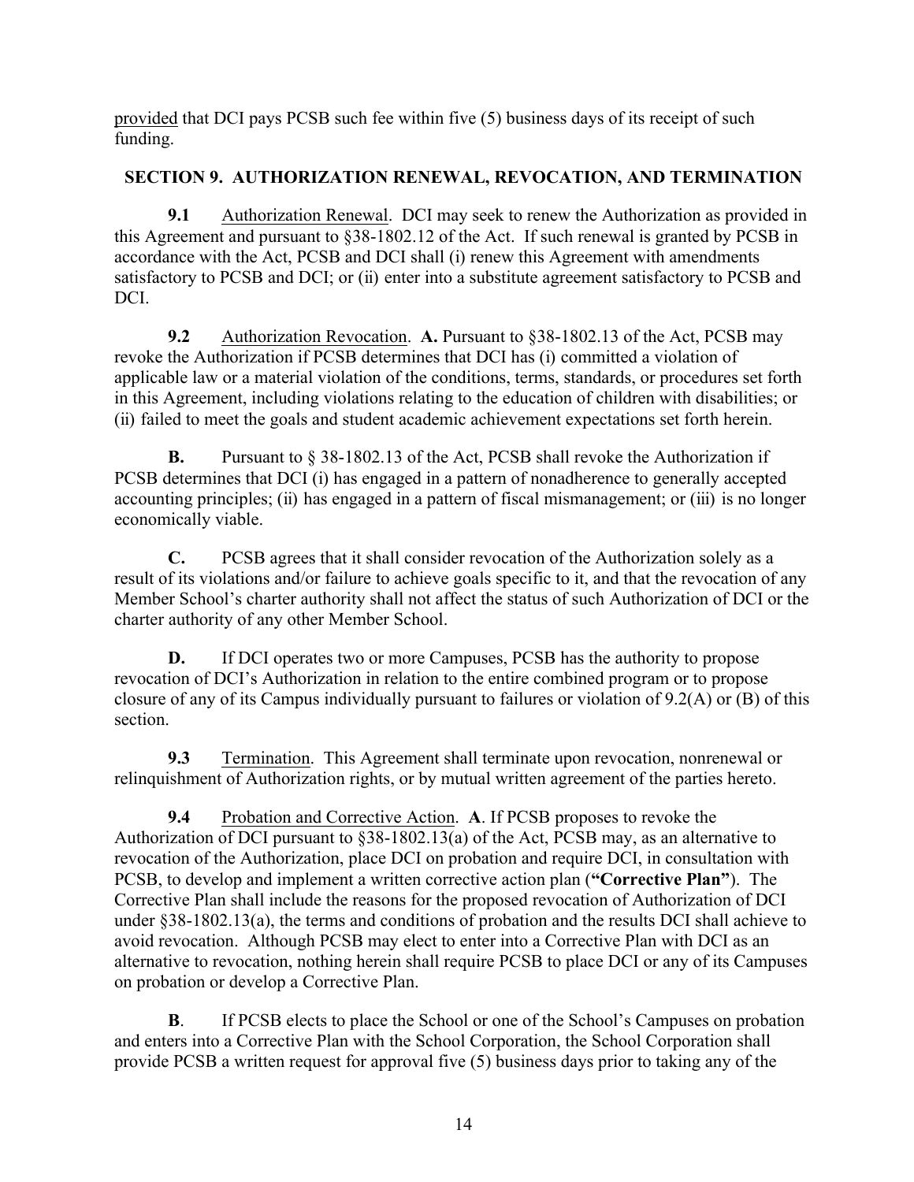provided that DCI pays PCSB such fee within five (5) business days of its receipt of such funding.

## SECTION 9. AUTHORIZATION RENEWAL, REVOCATION, AND TERMINATION

**9.1** Authorization Renewal. DCI may seek to renew the Authorization as provided in this Agreement and pursuant to §38-1802.12 of the Act. If such renewal is granted by PCSB in accordance with the Act, PCSB and DCI shall (i) renew this Agreement with amendments satisfactory to PCSB and DCI; or (ii) enter into a substitute agreement satisfactory to PCSB and DCI.

**9.2** Authorization Revocation. **A.** Pursuant to §38-1802.13 of the Act, PCSB may revoke the Authorization if PCSB determines that DCI has (i) committed a violation of applicable law or a material violation of the conditions, terms, standards, or procedures set forth in this Agreement, including violations relating to the education of children with disabilities; or (ii) failed to meet the goals and student academic achievement expectations set forth herein.

**B.** Pursuant to § 38-1802.13 of the Act, PCSB shall revoke the Authorization if PCSB determines that DCI (i) has engaged in a pattern of nonadherence to generally accepted accounting principles; (ii) has engaged in a pattern of fiscal mismanagement; or (iii) is no longer economically viable.

**C.** PCSB agrees that it shall consider revocation of the Authorization solely as a result of its violations and/or failure to achieve goals specific to it, and that the revocation of any Member School's charter authority shall not affect the status of such Authorization of DCI or the charter authority of any other Member School.

**D.** If DCI operates two or more Campuses, PCSB has the authority to propose revocation of DCI's Authorization in relation to the entire combined program or to propose closure of any of its Campus individually pursuant to failures or violation of 9.2(A) or (B) of this section.

**9.3** Termination. This Agreement shall terminate upon revocation, nonrenewal or relinquishment of Authorization rights, or by mutual written agreement of the parties hereto.

**9.4** Probation and Corrective Action. **A**. If PCSB proposes to revoke the Authorization of DCI pursuant to §38-1802.13(a) of the Act, PCSB may, as an alternative to revocation of the Authorization, place DCI on probation and require DCI, in consultation with PCSB, to develop and implement a written corrective action plan (**"Corrective Plan"**). The Corrective Plan shall include the reasons for the proposed revocation of Authorization of DCI under §38-1802.13(a), the terms and conditions of probation and the results DCI shall achieve to avoid revocation. Although PCSB may elect to enter into a Corrective Plan with DCI as an alternative to revocation, nothing herein shall require PCSB to place DCI or any of its Campuses on probation or develop a Corrective Plan.

**B**. If PCSB elects to place the School or one of the School's Campuses on probation and enters into a Corrective Plan with the School Corporation, the School Corporation shall provide PCSB a written request for approval five (5) business days prior to taking any of the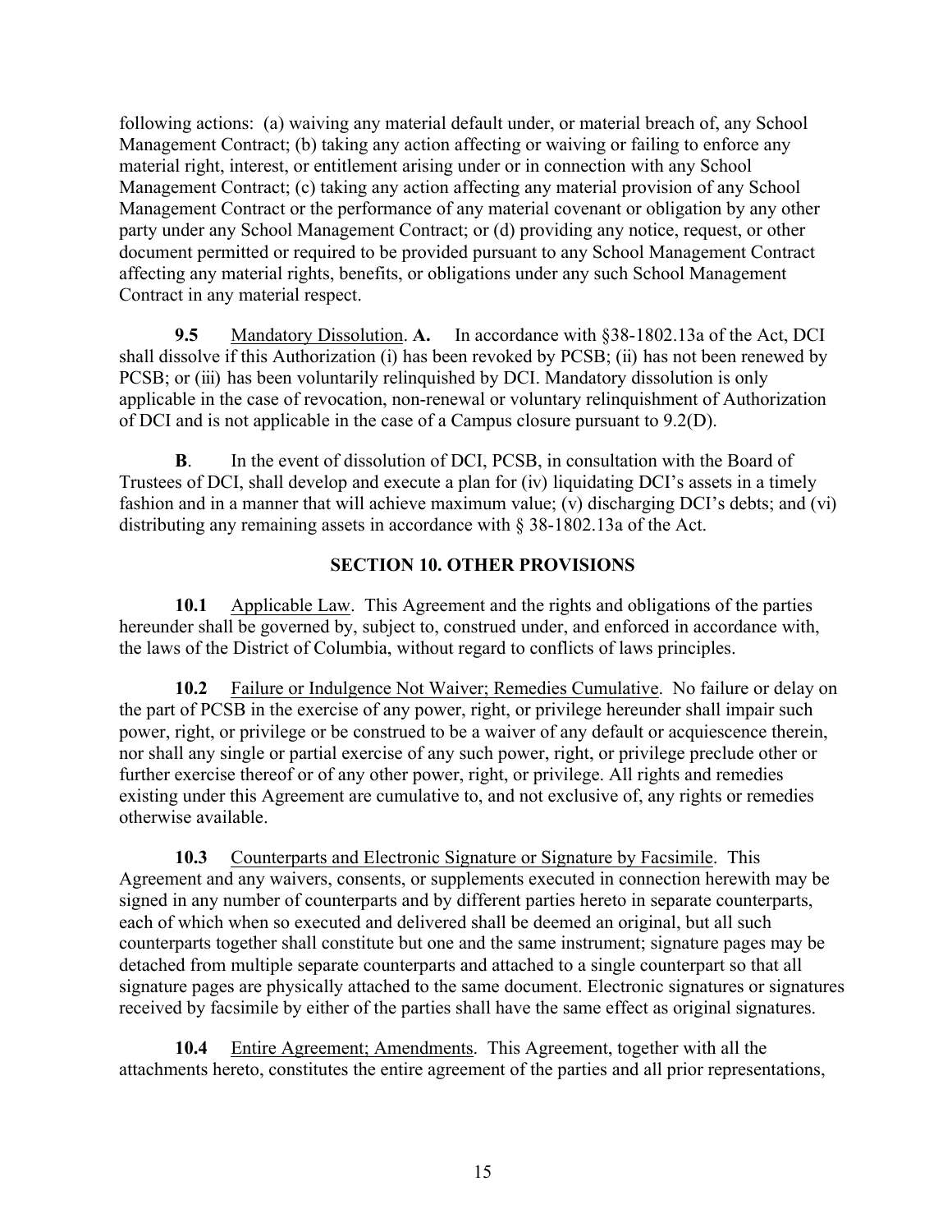following actions: (a) waiving any material default under, or material breach of, any School Management Contract; (b) taking any action affecting or waiving or failing to enforce any material right, interest, or entitlement arising under or in connection with any School Management Contract; (c) taking any action affecting any material provision of any School Management Contract or the performance of any material covenant or obligation by any other party under any School Management Contract; or (d) providing any notice, request, or other document permitted or required to be provided pursuant to any School Management Contract affecting any material rights, benefits, or obligations under any such School Management Contract in any material respect.

**9.5** Mandatory Dissolution. **A.** In accordance with §38-1802.13a of the Act, DCI shall dissolve if this Authorization (i) has been revoked by PCSB; (ii) has not been renewed by PCSB; or (iii) has been voluntarily relinquished by DCI. Mandatory dissolution is only applicable in the case of revocation, non-renewal or voluntary relinquishment of Authorization of DCI and is not applicable in the case of a Campus closure pursuant to 9.2(D).

**B**. In the event of dissolution of DCI, PCSB, in consultation with the Board of Trustees of DCI, shall develop and execute a plan for (iv) liquidating DCI's assets in a timely fashion and in a manner that will achieve maximum value; (v) discharging DCI's debts; and (vi) distributing any remaining assets in accordance with § 38-1802.13a of the Act.

## SECTION 10. OTHER PROVISIONS

**10.1** Applicable Law. This Agreement and the rights and obligations of the parties hereunder shall be governed by, subject to, construed under, and enforced in accordance with, the laws of the District of Columbia, without regard to conflicts of laws principles.

**10.2** Failure or Indulgence Not Waiver; Remedies Cumulative. No failure or delay on the part of PCSB in the exercise of any power, right, or privilege hereunder shall impair such power, right, or privilege or be construed to be a waiver of any default or acquiescence therein, nor shall any single or partial exercise of any such power, right, or privilege preclude other or further exercise thereof or of any other power, right, or privilege. All rights and remedies existing under this Agreement are cumulative to, and not exclusive of, any rights or remedies otherwise available.

**10.3** Counterparts and Electronic Signature or Signature by Facsimile. This Agreement and any waivers, consents, or supplements executed in connection herewith may be signed in any number of counterparts and by different parties hereto in separate counterparts, each of which when so executed and delivered shall be deemed an original, but all such counterparts together shall constitute but one and the same instrument; signature pages may be detached from multiple separate counterparts and attached to a single counterpart so that all signature pages are physically attached to the same document. Electronic signatures or signatures received by facsimile by either of the parties shall have the same effect as original signatures.

**10.4** Entire Agreement; Amendments. This Agreement, together with all the attachments hereto, constitutes the entire agreement of the parties and all prior representations,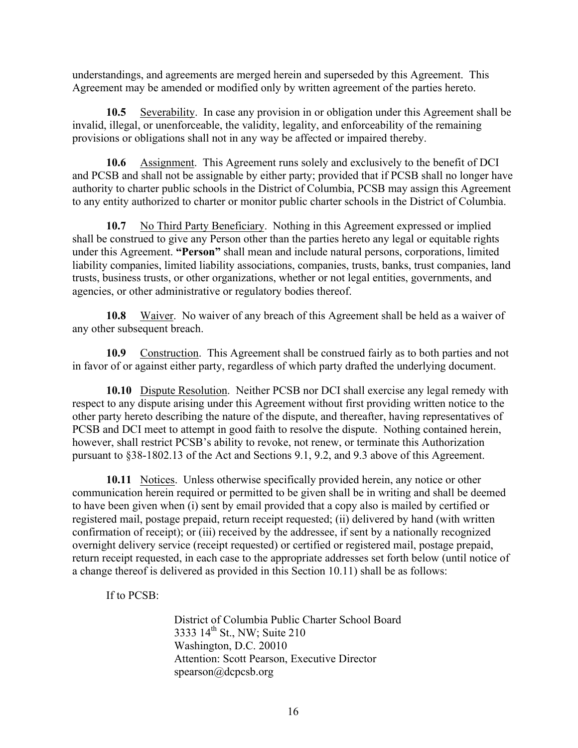understandings, and agreements are merged herein and superseded by this Agreement. This Agreement may be amended or modified only by written agreement of the parties hereto.

**10.5** Severability. In case any provision in or obligation under this Agreement shall be invalid, illegal, or unenforceable, the validity, legality, and enforceability of the remaining provisions or obligations shall not in any way be affected or impaired thereby.

**10.6** Assignment. This Agreement runs solely and exclusively to the benefit of DCI and PCSB and shall not be assignable by either party; provided that if PCSB shall no longer have authority to charter public schools in the District of Columbia, PCSB may assign this Agreement to any entity authorized to charter or monitor public charter schools in the District of Columbia.

**10.7** No Third Party Beneficiary. Nothing in this Agreement expressed or implied shall be construed to give any Person other than the parties hereto any legal or equitable rights under this Agreement. **"Person"** shall mean and include natural persons, corporations, limited liability companies, limited liability associations, companies, trusts, banks, trust companies, land trusts, business trusts, or other organizations, whether or not legal entities, governments, and agencies, or other administrative or regulatory bodies thereof.

**10.8** Waiver. No waiver of any breach of this Agreement shall be held as a waiver of any other subsequent breach.

**10.9** Construction. This Agreement shall be construed fairly as to both parties and not in favor of or against either party, regardless of which party drafted the underlying document.

**10.10** Dispute Resolution. Neither PCSB nor DCI shall exercise any legal remedy with respect to any dispute arising under this Agreement without first providing written notice to the other party hereto describing the nature of the dispute, and thereafter, having representatives of PCSB and DCI meet to attempt in good faith to resolve the dispute. Nothing contained herein, however, shall restrict PCSB's ability to revoke, not renew, or terminate this Authorization pursuant to §38-1802.13 of the Act and Sections 9.1, 9.2, and 9.3 above of this Agreement.

**10.11** Notices. Unless otherwise specifically provided herein, any notice or other communication herein required or permitted to be given shall be in writing and shall be deemed to have been given when (i) sent by email provided that a copy also is mailed by certified or registered mail, postage prepaid, return receipt requested; (ii) delivered by hand (with written confirmation of receipt); or (iii) received by the addressee, if sent by a nationally recognized overnight delivery service (receipt requested) or certified or registered mail, postage prepaid, return receipt requested, in each case to the appropriate addresses set forth below (until notice of a change thereof is delivered as provided in this Section 10.11) shall be as follows:

If to PCSB:

District of Columbia Public Charter School Board
3333 14th St., NW; Suite 210
Washington, D.C. 20010
Attention: Scott Pearson, Executive Director
spearson@dcpcsb.org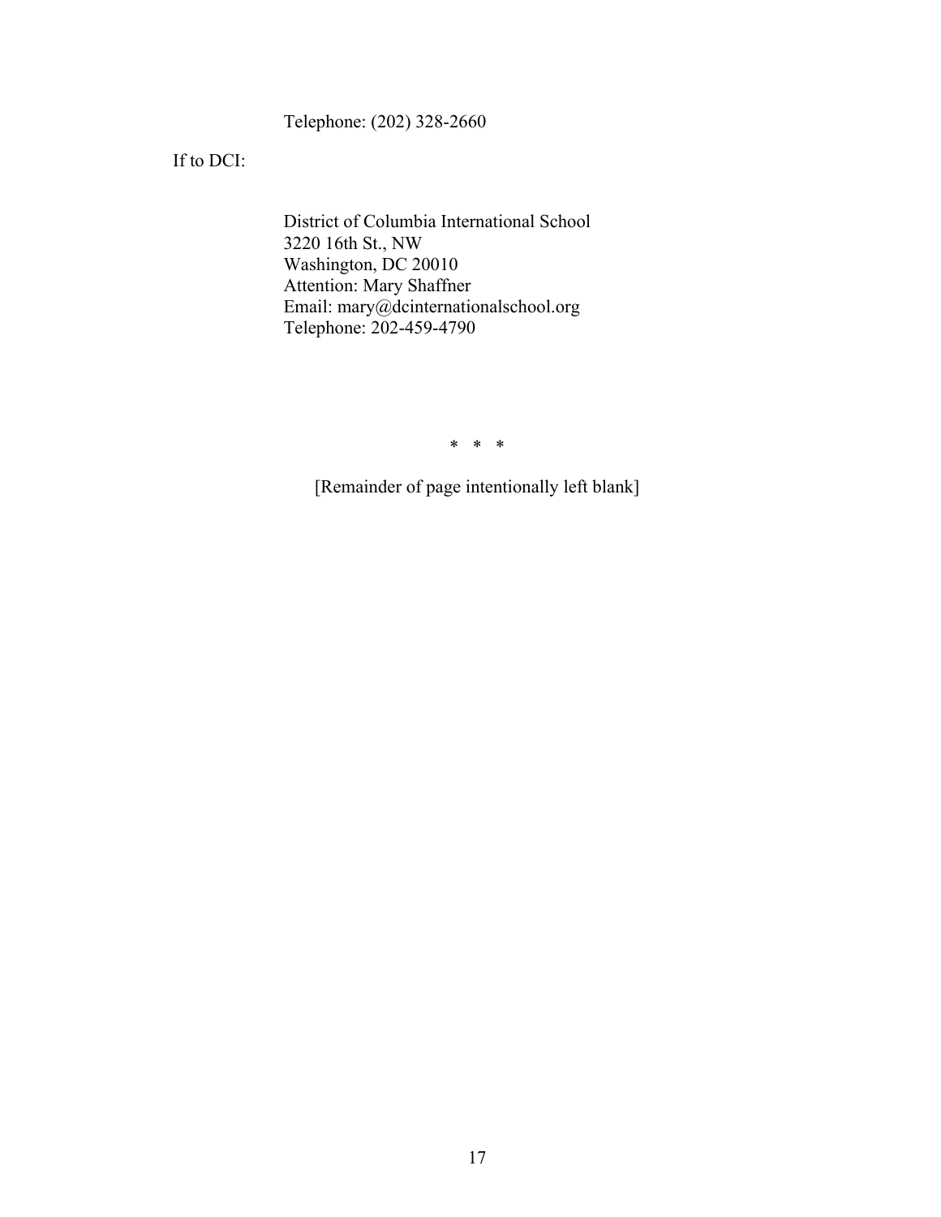Telephone: (202) 328-2660

If to DCI:

District of Columbia International School
3220 16th St., NW
Washington, DC 20010
Attention: Mary Shaffner
Email: mary@dcinternationalschool.org
Telephone: 202-459-4790

\* \* \*

[Remainder of page intentionally left blank]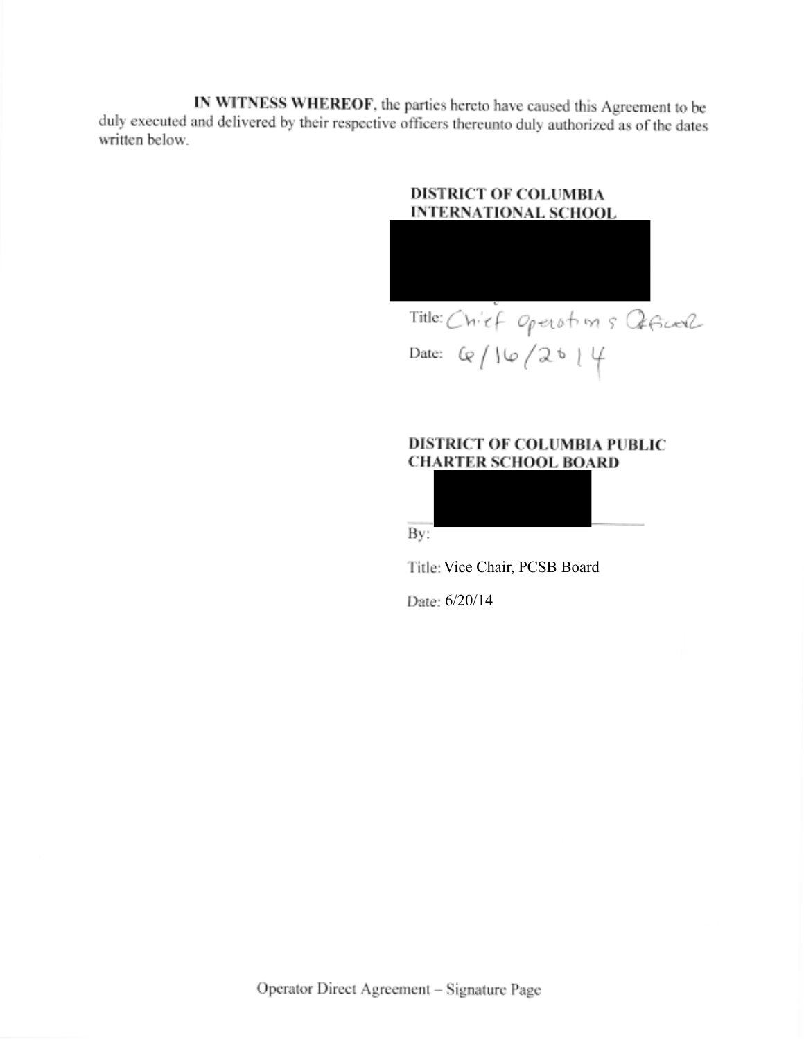**IN WITNESS WHEREOF**, the parties hereto have caused this Agreement to be duly executed and delivered by their respective officers thereunto duly authorized as of the dates written below.

**DISTRICT OF COLUMBIA INTERNATIONAL SCHOOL**

Title: Chief Operations Officer

Date: 6/16/2014

**DISTRICT OF COLUMBIA PUBLIC CHARTER SCHOOL BOARD**

By:

Title: Vice Chair, PCSB Board

Date: 6/20/14

Operator Direct Agreement – Signature Page